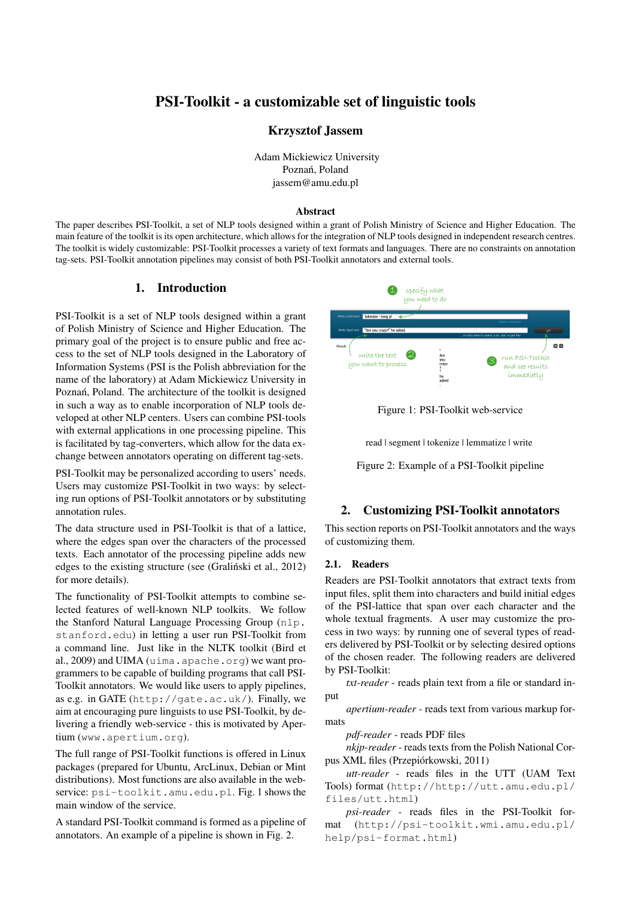# PSI-Toolkit - a customizable set of linguistic tools

### Krzysztof Jassem

Adam Mickiewicz University
Poznań, Poland
jassem@amu.edu.pl

#### Abstract

The paper describes PSI-Toolkit, a set of NLP tools designed within a grant of Polish Ministry of Science and Higher Education. The main feature of the toolkit is its open architecture, which allows for the integration of NLP tools designed in independent research centres. The toolkit is widely customizable: PSI-Toolkit processes a variety of text formats and languages. There are no constraints on annotation tag-sets. PSI-Toolkit annotation pipelines may consist of both PSI-Toolkit annotators and external tools.

## 1. Introduction

PSI-Toolkit is a set of NLP tools designed within a grant of Polish Ministry of Science and Higher Education. The primary goal of the project is to ensure public and free access to the set of NLP tools designed in the Laboratory of Information Systems (PSI is the Polish abbreviation for the name of the laboratory) at Adam Mickiewicz University in Poznań, Poland. The architecture of the toolkit is designed in such a way as to enable incorporation of NLP tools developed at other NLP centers. Users can combine PSI-tools with external applications in one processing pipeline. This is facilitated by tag-converters, which allow for the data exchange between annotators operating on different tag-sets.

PSI-Toolkit may be personalized according to users' needs. Users may customize PSI-Toolkit in two ways: by selecting run options of PSI-Toolkit annotators or by substituting annotation rules.

The data structure used in PSI-Toolkit is that of a lattice, where the edges span over the characters of the processed texts. Each annotator of the processing pipeline adds new edges to the existing structure (see (Graliński et al., 2012) for more details).

The functionality of PSI-Toolkit attempts to combine selected features of well-known NLP toolkits. We follow the Stanford Natural Language Processing Group (`nlp.stanford.edu`) in letting a user run PSI-Toolkit from a command line. Just like in the NLTK toolkit (Bird et al., 2009) and UIMA (`uima.apache.org`) we want programmers to be capable of building programs that call PSI-Toolkit annotators. We would like users to apply pipelines, as e.g. in GATE (`http://gate.ac.uk/`). Finally, we aim at encouraging pure linguists to use PSI-Toolkit, by delivering a friendly web-service - this is motivated by Apertium (`www.apertium.org`).

The full range of PSI-Toolkit functions is offered in Linux packages (prepared for Ubuntu, ArcLinux, Debian or Mint distributions). Most functions are also available in the web-service: `psi-toolkit.amu.edu.pl`. Fig. 1 shows the main window of the service.

A standard PSI-Toolkit command is formed as a pipeline of annotators. An example of a pipeline is shown in Fig. 2.

Figure 1: PSI-Toolkit web-service

read | segment | tokenize | lemmatize | write

Figure 2: Example of a PSI-Toolkit pipeline

## 2. Customizing PSI-Toolkit annotators

This section reports on PSI-Toolkit annotators and the ways of customizing them.

### 2.1. Readers

Readers are PSI-Toolkit annotators that extract texts from input files, split them into characters and build initial edges of the PSI-lattice that span over each character and the whole textual fragments. A user may customize the process in two ways: by running one of several types of readers delivered by PSI-Toolkit or by selecting desired options of the chosen reader. The following readers are delivered by PSI-Toolkit:

*txt-reader* - reads plain text from a file or standard input

*apertium-reader* - reads text from various markup formats

*pdf-reader* - reads PDF files

*nkjp-reader* - reads texts from the Polish National Corpus XML files (Przepiórkowski, 2011)

*utt-reader* - reads files in the UTT (UAM Text Tools) format (`http://http://utt.amu.edu.pl/files/utt.html`)

*psi-reader* - reads files in the PSI-Toolkit format (`http://psi-toolkit.wmi.amu.edu.pl/help/psi-format.html`)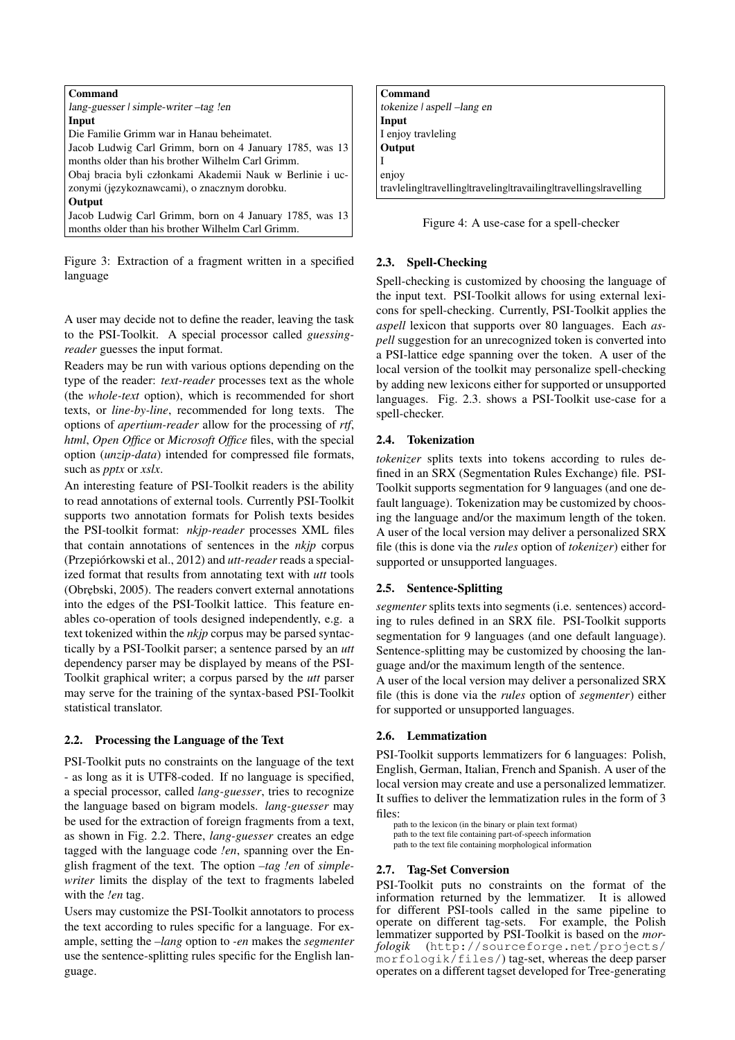**Command**

*lang-guesser | simple-writer –tag !en*

**Input**

Die Familie Grimm war in Hanau beheimatet.
Jacob Ludwig Carl Grimm, born on 4 January 1785, was 13 months older than his brother Wilhelm Carl Grimm.
Obaj bracia byli członkami Akademii Nauk w Berlinie i uczonymi (językoznawcami), o znacznym dorobku.

**Output**

Jacob Ludwig Carl Grimm, born on 4 January 1785, was 13 months older than his brother Wilhelm Carl Grimm.

Figure 3: Extraction of a fragment written in a specified language

A user may decide not to define the reader, leaving the task to the PSI-Toolkit. A special processor called *guessing-reader* guesses the input format.

Readers may be run with various options depending on the type of the reader: *text-reader* processes text as the whole (the *whole-text* option), which is recommended for short texts, or *line-by-line*, recommended for long texts. The options of *apertium-reader* allow for the processing of *rtf*, *html*, *Open Office* or *Microsoft Office* files, with the special option (*unzip-data*) intended for compressed file formats, such as *pptx* or *xslx*.

An interesting feature of PSI-Toolkit readers is the ability to read annotations of external tools. Currently PSI-Toolkit supports two annotation formats for Polish texts besides the PSI-toolkit format: *nkjp-reader* processes XML files that contain annotations of sentences in the *nkjp* corpus (Przepiórkowski et al., 2012) and *utt-reader* reads a specialized format that results from annotating text with *utt* tools (Obrębski, 2005). The readers convert external annotations into the edges of the PSI-Toolkit lattice. This feature enables co-operation of tools designed independently, e.g. a text tokenized within the *nkjp* corpus may be parsed syntactically by a PSI-Toolkit parser; a sentence parsed by an *utt* dependency parser may be displayed by means of the PSI-Toolkit graphical writer; a corpus parsed by the *utt* parser may serve for the training of the syntax-based PSI-Toolkit statistical translator.

### 2.2. Processing the Language of the Text

PSI-Toolkit puts no constraints on the language of the text - as long as it is UTF8-coded. If no language is specified, a special processor, called *lang-guesser*, tries to recognize the language based on bigram models. *lang-guesser* may be used for the extraction of foreign fragments from a text, as shown in Fig. 2.2. There, *lang-guesser* creates an edge tagged with the language code *!en*, spanning over the English fragment of the text. The option *–tag !en* of *simple-writer* limits the display of the text to fragments labeled with the *!en* tag.

Users may customize the PSI-Toolkit annotators to process the text according to rules specific for a language. For example, setting the *–lang* option to *-en* makes the *segmenter* use the sentence-splitting rules specific for the English language.

**Command**

*tokenize | aspell –lang en*

**Input**

I enjoy travleling

**Output**

I
enjoy
travleling|travelling|traveling|travailing|travellings|ravelling

Figure 4: A use-case for a spell-checker

### 2.3. Spell-Checking

Spell-checking is customized by choosing the language of the input text. PSI-Toolkit allows for using external lexicons for spell-checking. Currently, PSI-Toolkit applies the *aspell* lexicon that supports over 80 languages. Each *aspell* suggestion for an unrecognized token is converted into a PSI-lattice edge spanning over the token. A user of the local version of the toolkit may personalize spell-checking by adding new lexicons either for supported or unsupported languages. Fig. 2.3. shows a PSI-Toolkit use-case for a spell-checker.

### 2.4. Tokenization

*tokenizer* splits texts into tokens according to rules defined in an SRX (Segmentation Rules Exchange) file. PSI-Toolkit supports segmentation for 9 languages (and one default language). Tokenization may be customized by choosing the language and/or the maximum length of the token. A user of the local version may deliver a personalized SRX file (this is done via the *rules* option of *tokenizer*) either for supported or unsupported languages.

### 2.5. Sentence-Splitting

*segmenter* splits texts into segments (i.e. sentences) according to rules defined in an SRX file. PSI-Toolkit supports segmentation for 9 languages (and one default language). Sentence-splitting may be customized by choosing the language and/or the maximum length of the sentence.

A user of the local version may deliver a personalized SRX file (this is done via the *rules* option of *segmenter*) either for supported or unsupported languages.

### 2.6. Lemmatization

PSI-Toolkit supports lemmatizers for 6 languages: Polish, English, German, Italian, French and Spanish. A user of the local version may create and use a personalized lemmatizer. It suffies to deliver the lemmatization rules in the form of 3 files:

path to the lexicon (in the binary or plain text format)
path to the text file containing part-of-speech information
path to the text file containing morphological information

### 2.7. Tag-Set Conversion

PSI-Toolkit puts no constraints on the format of the information returned by the lemmatizer. It is allowed for different PSI-tools called in the same pipeline to operate on different tag-sets. For example, the Polish lemmatizer supported by PSI-Toolkit is based on the *morfologik* (http://sourceforge.net/projects/morfologik/files/) tag-set, whereas the deep parser operates on a different tagset developed for Tree-generating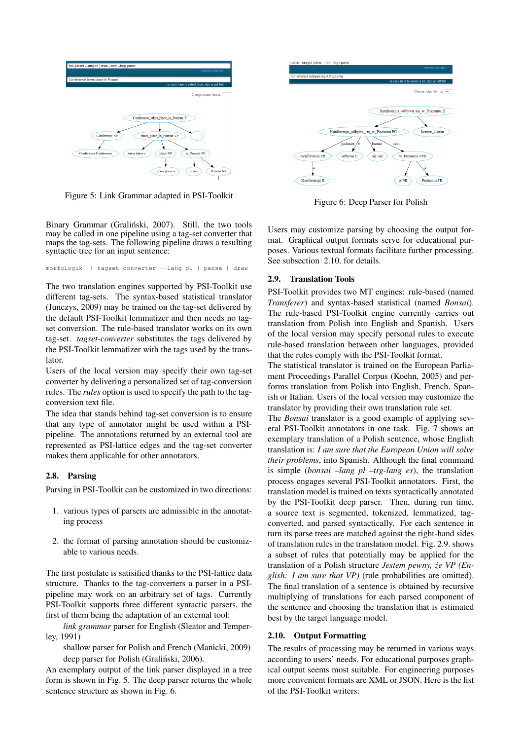Figure 5: Link Grammar adapted in PSI-Toolkit

Figure 6: Deep Parser for Polish

Binary Grammar (Graliński, 2007). Still, the two tools may be called in one pipeline using a tag-set converter that maps the tag-sets. The following pipeline draws a resulting syntactic tree for an input sentence:

```
morfologik  | tagset-converter --lang pl | parse | draw
```

The two translation engines supported by PSI-Toolkit use different tag-sets. The syntax-based statistical translator (Junczys, 2009) may be trained on the tag-set delivered by the default PSI-Toolkit lemmatizer and then needs no tag-set conversion. The rule-based translator works on its own tag-set. *tagset-converter* substitutes the tags delivered by the PSI-Toolkit lemmatizer with the tags used by the translator.

Users of the local version may specify their own tag-set converter by delivering a personalized set of tag-conversion rules. The *rules* option is used to specify the path to the tag-conversion text file.

The idea that stands behind tag-set conversion is to ensure that any type of annotator might be used within a PSI-pipeline. The annotations returned by an external tool are represented as PSI-lattice edges and the tag-set converter makes them applicable for other annotators.

## 2.8. Parsing

Parsing in PSI-Toolkit can be customized in two directions:

1. various types of parsers are admissible in the annotating process
2. the format of parsing annotation should be customizable to various needs.

The first postulate is satisified thanks to the PSI-lattice data structure. Thanks to the tag-converters a parser in a PSI-pipeline may work on an arbitrary set of tags. Currently PSI-Toolkit supports three different syntactic parsers, the first of them being the adaptation of an external tool:

*link grammar* parser for English (Sleator and Temperley, 1991)

shallow parser for Polish and French (Manicki, 2009)

deep parser for Polish (Graliński, 2006).

An exemplary output of the link parser displayed in a tree form is shown in Fig. 5. The deep parser returns the whole sentence structure as shown in Fig. 6.

Users may customize parsing by choosing the output format. Graphical output formats serve for educational purposes. Various textual formats facilitate further processing. See subsection 2.10. for details.

## 2.9. Translation Tools

PSI-Toolkit provides two MT engines: rule-based (named *Transferer*) and syntax-based statistical (named *Bonsai*). The rule-based PSI-Toolkit engine currently carries out translation from Polish into English and Spanish. Users of the local version may specify personal rules to execute rule-based translation between other languages, provided that the rules comply with the PSI-Toolkit format.

The statistical translator is trained on the European Parliament Proceedings Parallel Corpus (Koehn, 2005) and performs translation from Polish into English, French, Spanish or Italian. Users of the local version may customize the translator by providing their own translation rule set.

The *Bonsai* translator is a good example of applying several PSI-Toolkit annotators in one task. Fig. 7 shows an exemplary translation of a Polish sentence, whose English translation is: *I am sure that the European Union will solve their problems*, into Spanish. Although the final command is simple (*bonsai –lang pl –trg-lang es*), the translation process engages several PSI-Toolkit annotators. First, the translation model is trained on texts syntactically annotated by the PSI-Toolkit deep parser. Then, during run time, a source text is segmented, tokenized, lemmatized, tag-converted, and parsed syntactically. For each sentence in turn its parse trees are matched against the right-hand sides of translation rules in the translation model. Fig. 2.9. shows a subset of rules that potentially may be applied for the translation of a Polish structure *Jestem pewny, że VP (English: I am sure that VP)* (rule probabilities are omitted). The final translation of a sentence is obtained by recursive multiplying of translations for each parsed component of the sentence and choosing the translation that is estimated best by the target language model.

## 2.10. Output Formatting

The results of processing may be returned in various ways according to users' needs. For educational purposes graphical output seems most suitable. For engineering purposes more convenient formats are XML or JSON. Here is the list of the PSI-Toolkit writers: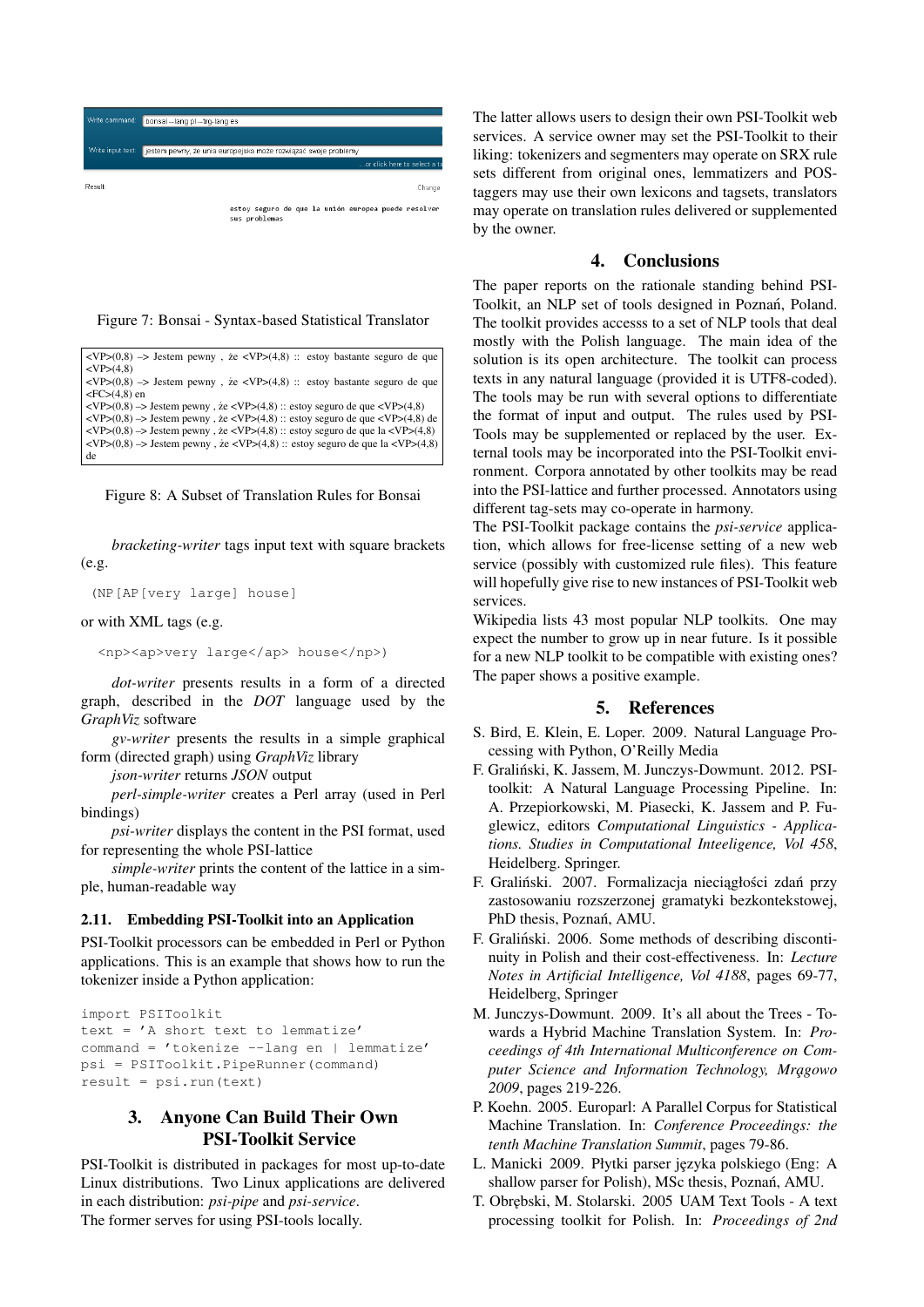Write command: bonsai --lang pl --trg-lang es

Write input text: jestem pewny, że unia europejska może rozwiązać swoje problemy

... or click here to select a t

Result

Change

estoy seguro de que la unión europea puede resolver sus problemas

Figure 7: Bonsai - Syntax-based Statistical Translator

```
<VP>(0,8) –> Jestem pewny , że <VP>(4,8) :: estoy bastante seguro de que <VP>(4,8)
<VP>(0,8) –> Jestem pewny , że <VP>(4,8) :: estoy bastante seguro de que <FC>(4,8) en
<VP>(0,8) –> Jestem pewny , że <VP>(4,8) :: estoy seguro de que <VP>(4,8)
<VP>(0,8) –> Jestem pewny , że <VP>(4,8) :: estoy seguro de que <VP>(4,8) de
<VP>(0,8) –> Jestem pewny , że <VP>(4,8) :: estoy seguro de que la <VP>(4,8)
<VP>(0,8) –> Jestem pewny , że <VP>(4,8) :: estoy seguro de que la <VP>(4,8) de
```

Figure 8: A Subset of Translation Rules for Bonsai

*bracketing-writer* tags input text with square brackets (e.g.

```
(NP[AP[very large] house]
```

or with XML tags (e.g.

```
<np><ap>very large</ap> house</np>)
```

*dot-writer* presents results in a form of a directed graph, described in the *DOT* language used by the *GraphViz* software

*gv-writer* presents the results in a simple graphical form (directed graph) using *GraphViz* library

*json-writer* returns *JSON* output

*perl-simple-writer* creates a Perl array (used in Perl bindings)

*psi-writer* displays the content in the PSI format, used for representing the whole PSI-lattice

*simple-writer* prints the content of the lattice in a simple, human-readable way

### 2.11. Embedding PSI-Toolkit into an Application

PSI-Toolkit processors can be embedded in Perl or Python applications. This is an example that shows how to run the tokenizer inside a Python application:

```
import PSIToolkit
text = 'A short text to lemmatize'
command = 'tokenize --lang en | lemmatize'
psi = PSIToolkit.PipeRunner(command)
result = psi.run(text)
```

## 3. Anyone Can Build Their Own PSI-Toolkit Service

PSI-Toolkit is distributed in packages for most up-to-date Linux distributions. Two Linux applications are delivered in each distribution: *psi-pipe* and *psi-service*.
The former serves for using PSI-tools locally.
The latter allows users to design their own PSI-Toolkit web services. A service owner may set the PSI-Toolkit to their liking: tokenizers and segmenters may operate on SRX rule sets different from original ones, lemmatizers and POS-taggers may use their own lexicons and tagsets, translators may operate on translation rules delivered or supplemented by the owner.

## 4. Conclusions

The paper reports on the rationale standing behind PSI-Toolkit, an NLP set of tools designed in Poznań, Poland. The toolkit provides accesss to a set of NLP tools that deal mostly with the Polish language. The main idea of the solution is its open architecture. The toolkit can process texts in any natural language (provided it is UTF8-coded). The tools may be run with several options to differentiate the format of input and output. The rules used by PSI-Tools may be supplemented or replaced by the user. External tools may be incorporated into the PSI-Toolkit environment. Corpora annotated by other toolkits may be read into the PSI-lattice and further processed. Annotators using different tag-sets may co-operate in harmony.
The PSI-Toolkit package contains the *psi-service* application, which allows for free-license setting of a new web service (possibly with customized rule files). This feature will hopefully give rise to new instances of PSI-Toolkit web services.
Wikipedia lists 43 most popular NLP toolkits. One may expect the number to grow up in near future. Is it possible for a new NLP toolkit to be compatible with existing ones? The paper shows a positive example.

## 5. References

S. Bird, E. Klein, E. Loper. 2009. Natural Language Processing with Python, O'Reilly Media

F. Graliński, K. Jassem, M. Junczys-Dowmunt. 2012. PSI-toolkit: A Natural Language Processing Pipeline. In: A. Przepiorkowski, M. Piasecki, K. Jassem and P. Fuglewicz, editors *Computational Linguistics - Applications. Studies in Computational Inteeligence, Vol 458*, Heidelberg. Springer.

F. Graliński. 2007. Formalizacja nieciągłości zdań przy zastosowaniu rozszerzonej gramatyki bezkontekstowej, PhD thesis, Poznań, AMU.

F. Graliński. 2006. Some methods of describing discontinuity in Polish and their cost-effectiveness. In: *Lecture Notes in Artificial Intelligence, Vol 4188*, pages 69-77, Heidelberg, Springer

M. Junczys-Dowmunt. 2009. It's all about the Trees - Towards a Hybrid Machine Translation System. In: *Proceedings of 4th International Multiconference on Computer Science and Information Technology, Mrągowo 2009*, pages 219-226.

P. Koehn. 2005. Europarl: A Parallel Corpus for Statistical Machine Translation. In: *Conference Proceedings: the tenth Machine Translation Summit*, pages 79-86.

L. Manicki 2009. Płytki parser języka polskiego (Eng: A shallow parser for Polish), MSc thesis, Poznań, AMU.

T. Obrębski, M. Stolarski. 2005 UAM Text Tools - A text processing toolkit for Polish. In: *Proceedings of 2nd*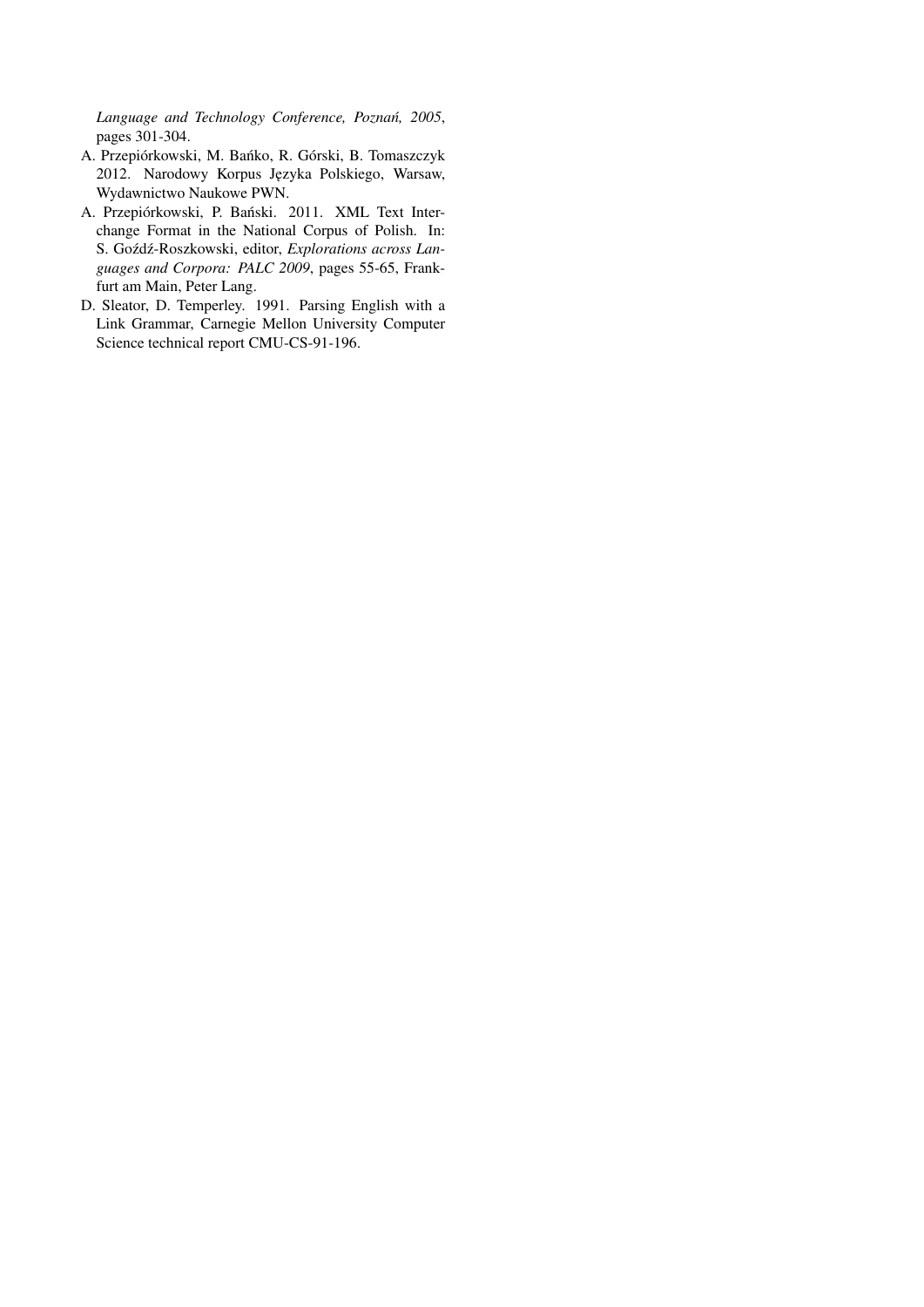*Language and Technology Conference, Poznań, 2005*, pages 301-304.

A. Przepiórkowski, M. Bańko, R. Górski, B. Tomaszczyk 2012. Narodowy Korpus Języka Polskiego, Warsaw, Wydawnictwo Naukowe PWN.

A. Przepiórkowski, P. Bański. 2011. XML Text Interchange Format in the National Corpus of Polish. In: S. Goźdź-Roszkowski, editor, *Explorations across Languages and Corpora: PALC 2009*, pages 55-65, Frankfurt am Main, Peter Lang.

D. Sleator, D. Temperley. 1991. Parsing English with a Link Grammar, Carnegie Mellon University Computer Science technical report CMU-CS-91-196.